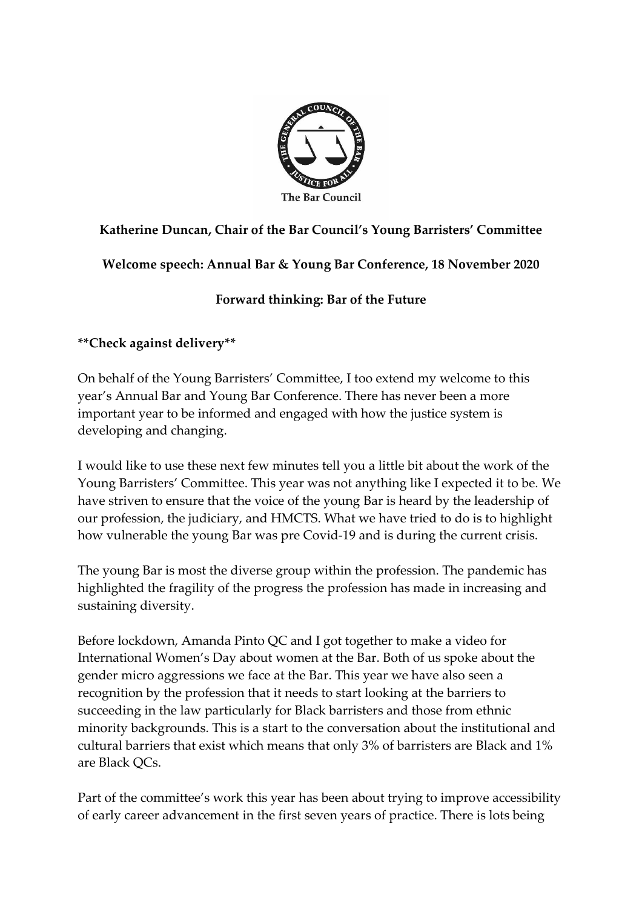The Bar Council

**Katherine Duncan, Chair of the Bar Council's Young Barristers' Committee**

**Welcome speech: Annual Bar & Young Bar Conference, 18 November 2020**

**Forward thinking: Bar of the Future**

****Check against delivery****

On behalf of the Young Barristers' Committee, I too extend my welcome to this year's Annual Bar and Young Bar Conference. There has never been a more important year to be informed and engaged with how the justice system is developing and changing.

I would like to use these next few minutes tell you a little bit about the work of the Young Barristers' Committee. This year was not anything like I expected it to be. We have striven to ensure that the voice of the young Bar is heard by the leadership of our profession, the judiciary, and HMCTS. What we have tried to do is to highlight how vulnerable the young Bar was pre Covid-19 and is during the current crisis.

The young Bar is most the diverse group within the profession. The pandemic has highlighted the fragility of the progress the profession has made in increasing and sustaining diversity.

Before lockdown, Amanda Pinto QC and I got together to make a video for International Women's Day about women at the Bar. Both of us spoke about the gender micro aggressions we face at the Bar. This year we have also seen a recognition by the profession that it needs to start looking at the barriers to succeeding in the law particularly for Black barristers and those from ethnic minority backgrounds. This is a start to the conversation about the institutional and cultural barriers that exist which means that only 3% of barristers are Black and 1% are Black QCs.

Part of the committee's work this year has been about trying to improve accessibility of early career advancement in the first seven years of practice. There is lots being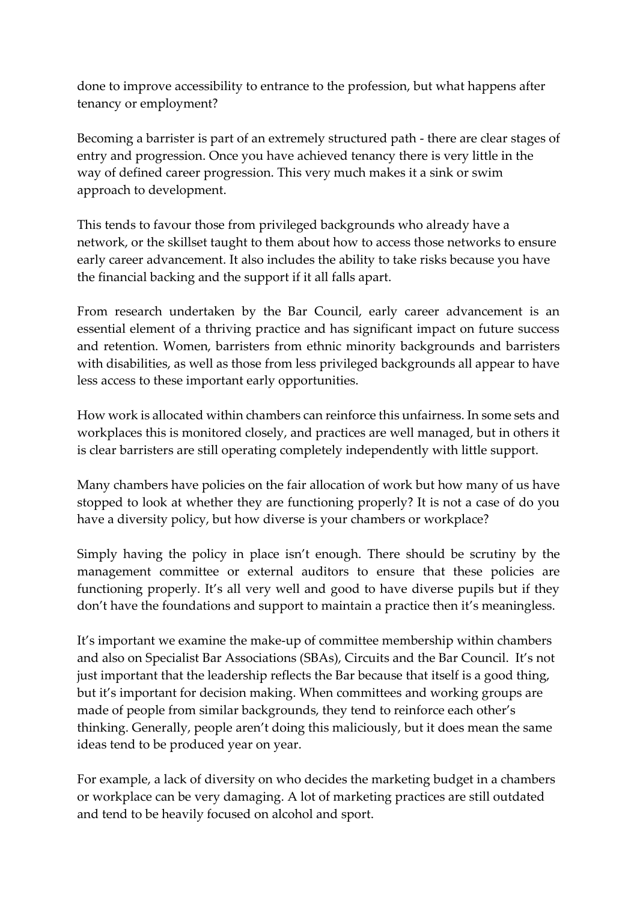done to improve accessibility to entrance to the profession, but what happens after tenancy or employment?

Becoming a barrister is part of an extremely structured path - there are clear stages of entry and progression. Once you have achieved tenancy there is very little in the way of defined career progression. This very much makes it a sink or swim approach to development.

This tends to favour those from privileged backgrounds who already have a network, or the skillset taught to them about how to access those networks to ensure early career advancement. It also includes the ability to take risks because you have the financial backing and the support if it all falls apart.

From research undertaken by the Bar Council, early career advancement is an essential element of a thriving practice and has significant impact on future success and retention. Women, barristers from ethnic minority backgrounds and barristers with disabilities, as well as those from less privileged backgrounds all appear to have less access to these important early opportunities.

How work is allocated within chambers can reinforce this unfairness. In some sets and workplaces this is monitored closely, and practices are well managed, but in others it is clear barristers are still operating completely independently with little support.

Many chambers have policies on the fair allocation of work but how many of us have stopped to look at whether they are functioning properly? It is not a case of do you have a diversity policy, but how diverse is your chambers or workplace?

Simply having the policy in place isn't enough. There should be scrutiny by the management committee or external auditors to ensure that these policies are functioning properly. It's all very well and good to have diverse pupils but if they don't have the foundations and support to maintain a practice then it's meaningless.

It's important we examine the make-up of committee membership within chambers and also on Specialist Bar Associations (SBAs), Circuits and the Bar Council. It's not just important that the leadership reflects the Bar because that itself is a good thing, but it's important for decision making. When committees and working groups are made of people from similar backgrounds, they tend to reinforce each other's thinking. Generally, people aren't doing this maliciously, but it does mean the same ideas tend to be produced year on year.

For example, a lack of diversity on who decides the marketing budget in a chambers or workplace can be very damaging. A lot of marketing practices are still outdated and tend to be heavily focused on alcohol and sport.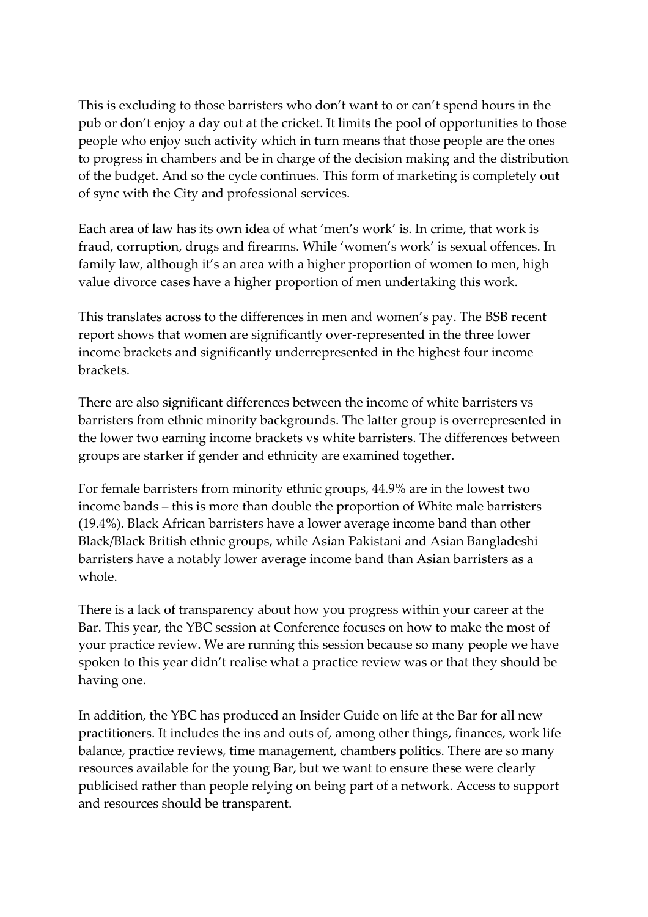This is excluding to those barristers who don't want to or can't spend hours in the pub or don't enjoy a day out at the cricket. It limits the pool of opportunities to those people who enjoy such activity which in turn means that those people are the ones to progress in chambers and be in charge of the decision making and the distribution of the budget. And so the cycle continues. This form of marketing is completely out of sync with the City and professional services.

Each area of law has its own idea of what 'men's work' is. In crime, that work is fraud, corruption, drugs and firearms. While 'women's work' is sexual offences. In family law, although it's an area with a higher proportion of women to men, high value divorce cases have a higher proportion of men undertaking this work.

This translates across to the differences in men and women's pay. The BSB recent report shows that women are significantly over-represented in the three lower income brackets and significantly underrepresented in the highest four income brackets.

There are also significant differences between the income of white barristers vs barristers from ethnic minority backgrounds. The latter group is overrepresented in the lower two earning income brackets vs white barristers. The differences between groups are starker if gender and ethnicity are examined together.

For female barristers from minority ethnic groups, 44.9% are in the lowest two income bands – this is more than double the proportion of White male barristers (19.4%). Black African barristers have a lower average income band than other Black/Black British ethnic groups, while Asian Pakistani and Asian Bangladeshi barristers have a notably lower average income band than Asian barristers as a whole.

There is a lack of transparency about how you progress within your career at the Bar. This year, the YBC session at Conference focuses on how to make the most of your practice review. We are running this session because so many people we have spoken to this year didn't realise what a practice review was or that they should be having one.

In addition, the YBC has produced an Insider Guide on life at the Bar for all new practitioners. It includes the ins and outs of, among other things, finances, work life balance, practice reviews, time management, chambers politics. There are so many resources available for the young Bar, but we want to ensure these were clearly publicised rather than people relying on being part of a network. Access to support and resources should be transparent.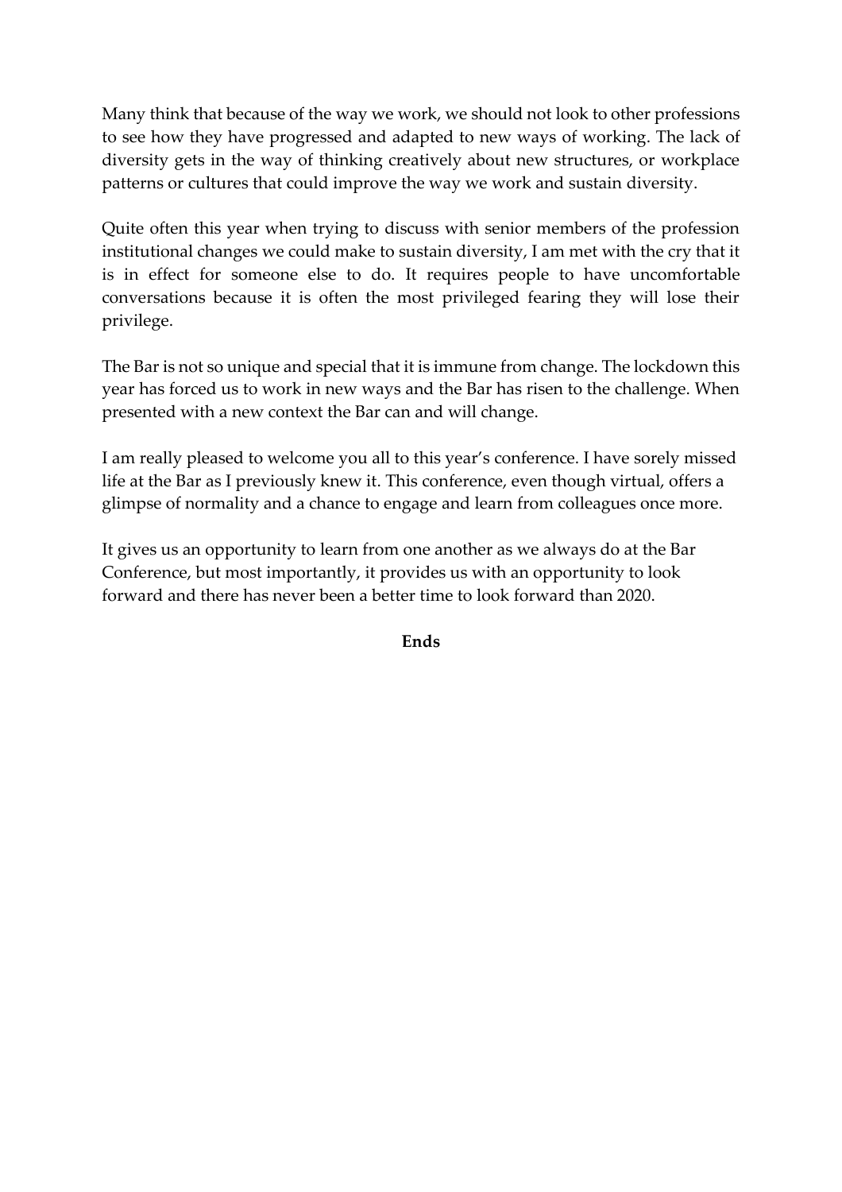Many think that because of the way we work, we should not look to other professions to see how they have progressed and adapted to new ways of working. The lack of diversity gets in the way of thinking creatively about new structures, or workplace patterns or cultures that could improve the way we work and sustain diversity.

Quite often this year when trying to discuss with senior members of the profession institutional changes we could make to sustain diversity, I am met with the cry that it is in effect for someone else to do. It requires people to have uncomfortable conversations because it is often the most privileged fearing they will lose their privilege.

The Bar is not so unique and special that it is immune from change. The lockdown this year has forced us to work in new ways and the Bar has risen to the challenge. When presented with a new context the Bar can and will change.

I am really pleased to welcome you all to this year's conference. I have sorely missed life at the Bar as I previously knew it. This conference, even though virtual, offers a glimpse of normality and a chance to engage and learn from colleagues once more.

It gives us an opportunity to learn from one another as we always do at the Bar Conference, but most importantly, it provides us with an opportunity to look forward and there has never been a better time to look forward than 2020.

**Ends**